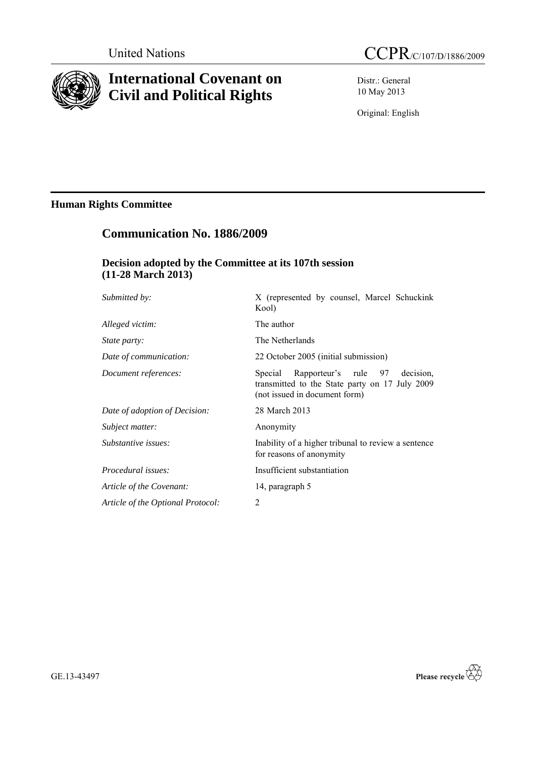United Nations CCPR/C/107/D/1886/2009

# International Covenant on Civil and Political Rights

Distr.: General
10 May 2013

Original: English

## Human Rights Committee

## Communication No. 1886/2009

### Decision adopted by the Committee at its 107th session (11-28 March 2013)

| | |
|---|---|
| *Submitted by:* | X (represented by counsel, Marcel Schuckink Kool) |
| *Alleged victim:* | The author |
| *State party:* | The Netherlands |
| *Date of communication:* | 22 October 2005 (initial submission) |
| *Document references:* | Special Rapporteur's rule 97 decision, transmitted to the State party on 17 July 2009 (not issued in document form) |
| *Date of adoption of Decision:* | 28 March 2013 |
| *Subject matter:* | Anonymity |
| *Substantive issues:* | Inability of a higher tribunal to review a sentence for reasons of anonymity |
| *Procedural issues:* | Insufficient substantiation |
| *Article of the Covenant:* | 14, paragraph 5 |
| *Article of the Optional Protocol:* | 2 |

GE.13-43497

Please recycle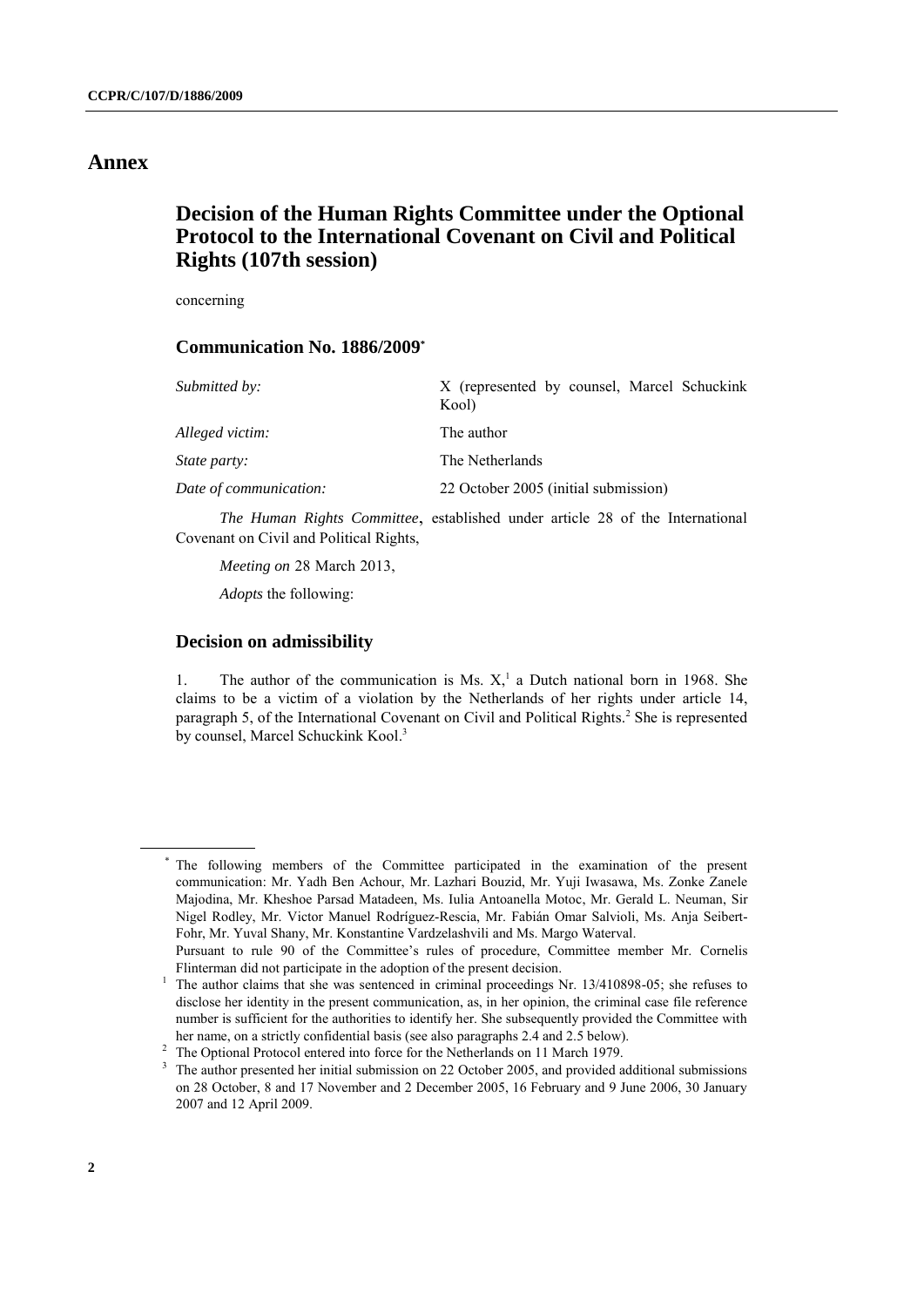# Annex

## Decision of the Human Rights Committee under the Optional Protocol to the International Covenant on Civil and Political Rights (107th session)

concerning

### Communication No. 1886/2009*

| | |
|---|---|
| *Submitted by:* | X (represented by counsel, Marcel Schuckink Kool) |
| *Alleged victim:* | The author |
| *State party:* | The Netherlands |
| *Date of communication:* | 22 October 2005 (initial submission) |

*The Human Rights Committee*, established under article 28 of the International Covenant on Civil and Political Rights,

*Meeting on* 28 March 2013,

*Adopts* the following:

### Decision on admissibility

1. The author of the communication is Ms. X,[1] a Dutch national born in 1968. She claims to be a victim of a violation by the Netherlands of her rights under article 14, paragraph 5, of the International Covenant on Civil and Political Rights.[2] She is represented by counsel, Marcel Schuckink Kool.[3]

---

\* The following members of the Committee participated in the examination of the present communication: Mr. Yadh Ben Achour, Mr. Lazhari Bouzid, Mr. Yuji Iwasawa, Ms. Zonke Zanele Majodina, Mr. Kheshoe Parsad Matadeen, Ms. Iulia Antoanella Motoc, Mr. Gerald L. Neuman, Sir Nigel Rodley, Mr. Victor Manuel Rodríguez-Rescia, Mr. Fabián Omar Salvioli, Ms. Anja Seibert-Fohr, Mr. Yuval Shany, Mr. Konstantine Vardzelashvili and Ms. Margo Waterval.
Pursuant to rule 90 of the Committee's rules of procedure, Committee member Mr. Cornelis Flinterman did not participate in the adoption of the present decision.

[1] The author claims that she was sentenced in criminal proceedings Nr. 13/410898-05; she refuses to disclose her identity in the present communication, as, in her opinion, the criminal case file reference number is sufficient for the authorities to identify her. She subsequently provided the Committee with her name, on a strictly confidential basis (see also paragraphs 2.4 and 2.5 below).

[2] The Optional Protocol entered into force for the Netherlands on 11 March 1979.

[3] The author presented her initial submission on 22 October 2005, and provided additional submissions on 28 October, 8 and 17 November and 2 December 2005, 16 February and 9 June 2006, 30 January 2007 and 12 April 2009.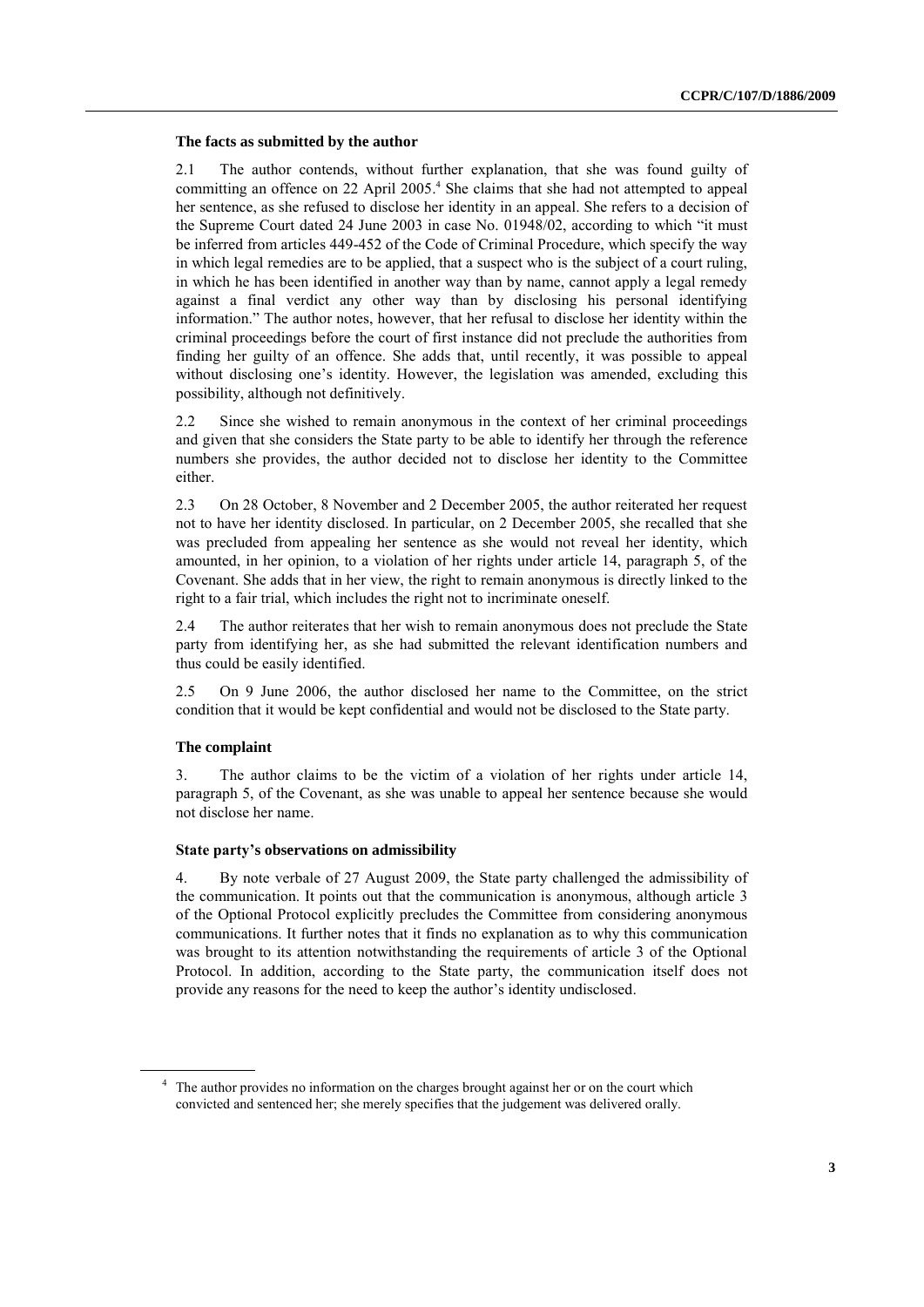### The facts as submitted by the author

2.1 The author contends, without further explanation, that she was found guilty of committing an offence on 22 April 2005.[4] She claims that she had not attempted to appeal her sentence, as she refused to disclose her identity in an appeal. She refers to a decision of the Supreme Court dated 24 June 2003 in case No. 01948/02, according to which "it must be inferred from articles 449-452 of the Code of Criminal Procedure, which specify the way in which legal remedies are to be applied, that a suspect who is the subject of a court ruling, in which he has been identified in another way than by name, cannot apply a legal remedy against a final verdict any other way than by disclosing his personal identifying information." The author notes, however, that her refusal to disclose her identity within the criminal proceedings before the court of first instance did not preclude the authorities from finding her guilty of an offence. She adds that, until recently, it was possible to appeal without disclosing one's identity. However, the legislation was amended, excluding this possibility, although not definitively.

2.2 Since she wished to remain anonymous in the context of her criminal proceedings and given that she considers the State party to be able to identify her through the reference numbers she provides, the author decided not to disclose her identity to the Committee either.

2.3 On 28 October, 8 November and 2 December 2005, the author reiterated her request not to have her identity disclosed. In particular, on 2 December 2005, she recalled that she was precluded from appealing her sentence as she would not reveal her identity, which amounted, in her opinion, to a violation of her rights under article 14, paragraph 5, of the Covenant. She adds that in her view, the right to remain anonymous is directly linked to the right to a fair trial, which includes the right not to incriminate oneself.

2.4 The author reiterates that her wish to remain anonymous does not preclude the State party from identifying her, as she had submitted the relevant identification numbers and thus could be easily identified.

2.5 On 9 June 2006, the author disclosed her name to the Committee, on the strict condition that it would be kept confidential and would not be disclosed to the State party.

### The complaint

3. The author claims to be the victim of a violation of her rights under article 14, paragraph 5, of the Covenant, as she was unable to appeal her sentence because she would not disclose her name.

### State party's observations on admissibility

4. By note verbale of 27 August 2009, the State party challenged the admissibility of the communication. It points out that the communication is anonymous, although article 3 of the Optional Protocol explicitly precludes the Committee from considering anonymous communications. It further notes that it finds no explanation as to why this communication was brought to its attention notwithstanding the requirements of article 3 of the Optional Protocol. In addition, according to the State party, the communication itself does not provide any reasons for the need to keep the author's identity undisclosed.

---

[4] The author provides no information on the charges brought against her or on the court which convicted and sentenced her; she merely specifies that the judgement was delivered orally.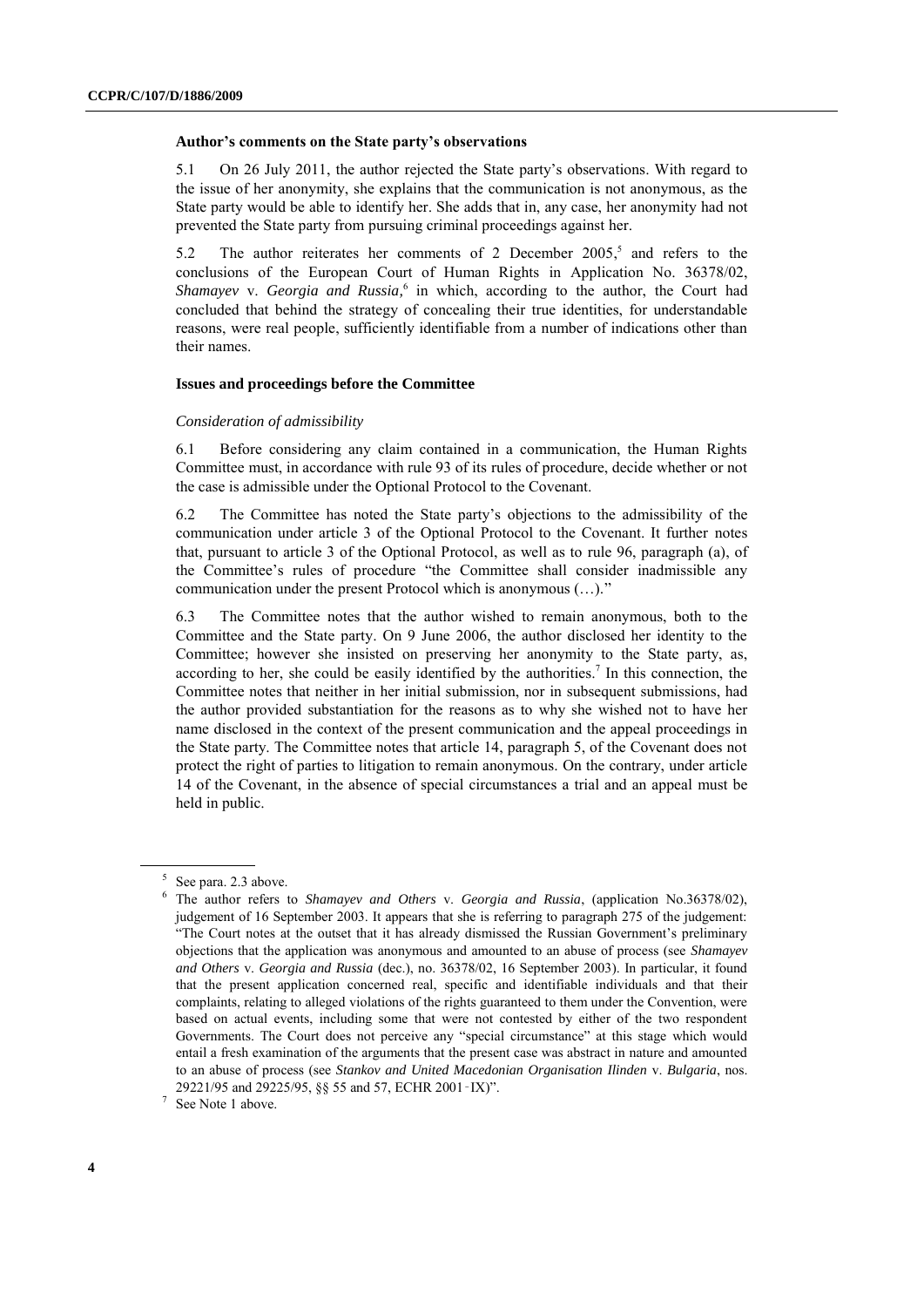### Author's comments on the State party's observations

5.1 On 26 July 2011, the author rejected the State party's observations. With regard to the issue of her anonymity, she explains that the communication is not anonymous, as the State party would be able to identify her. She adds that in, any case, her anonymity had not prevented the State party from pursuing criminal proceedings against her.

5.2 The author reiterates her comments of 2 December 2005,[5] and refers to the conclusions of the European Court of Human Rights in Application No. 36378/02, *Shamayev* v. *Georgia and Russia,*[6] in which, according to the author, the Court had concluded that behind the strategy of concealing their true identities, for understandable reasons, were real people, sufficiently identifiable from a number of indications other than their names.

### Issues and proceedings before the Committee

*Consideration of admissibility*

6.1 Before considering any claim contained in a communication, the Human Rights Committee must, in accordance with rule 93 of its rules of procedure, decide whether or not the case is admissible under the Optional Protocol to the Covenant.

6.2 The Committee has noted the State party's objections to the admissibility of the communication under article 3 of the Optional Protocol to the Covenant. It further notes that, pursuant to article 3 of the Optional Protocol, as well as to rule 96, paragraph (a), of the Committee's rules of procedure "the Committee shall consider inadmissible any communication under the present Protocol which is anonymous (…)."

6.3 The Committee notes that the author wished to remain anonymous, both to the Committee and the State party. On 9 June 2006, the author disclosed her identity to the Committee; however she insisted on preserving her anonymity to the State party, as, according to her, she could be easily identified by the authorities.[7] In this connection, the Committee notes that neither in her initial submission, nor in subsequent submissions, had the author provided substantiation for the reasons as to why she wished not to have her name disclosed in the context of the present communication and the appeal proceedings in the State party. The Committee notes that article 14, paragraph 5, of the Covenant does not protect the right of parties to litigation to remain anonymous. On the contrary, under article 14 of the Covenant, in the absence of special circumstances a trial and an appeal must be held in public.

---

[5] See para. 2.3 above.

[6] The author refers to *Shamayev and Others* v. *Georgia and Russia*, (application No.36378/02), judgement of 16 September 2003. It appears that she is referring to paragraph 275 of the judgement: "The Court notes at the outset that it has already dismissed the Russian Government's preliminary objections that the application was anonymous and amounted to an abuse of process (see *Shamayev and Others* v. *Georgia and Russia* (dec.), no. 36378/02, 16 September 2003). In particular, it found that the present application concerned real, specific and identifiable individuals and that their complaints, relating to alleged violations of the rights guaranteed to them under the Convention, were based on actual events, including some that were not contested by either of the two respondent Governments. The Court does not perceive any "special circumstance" at this stage which would entail a fresh examination of the arguments that the present case was abstract in nature and amounted to an abuse of process (see *Stankov and United Macedonian Organisation Ilinden* v. *Bulgaria*, nos. 29221/95 and 29225/95, §§ 55 and 57, ECHR 2001-IX)".

[7] See Note 1 above.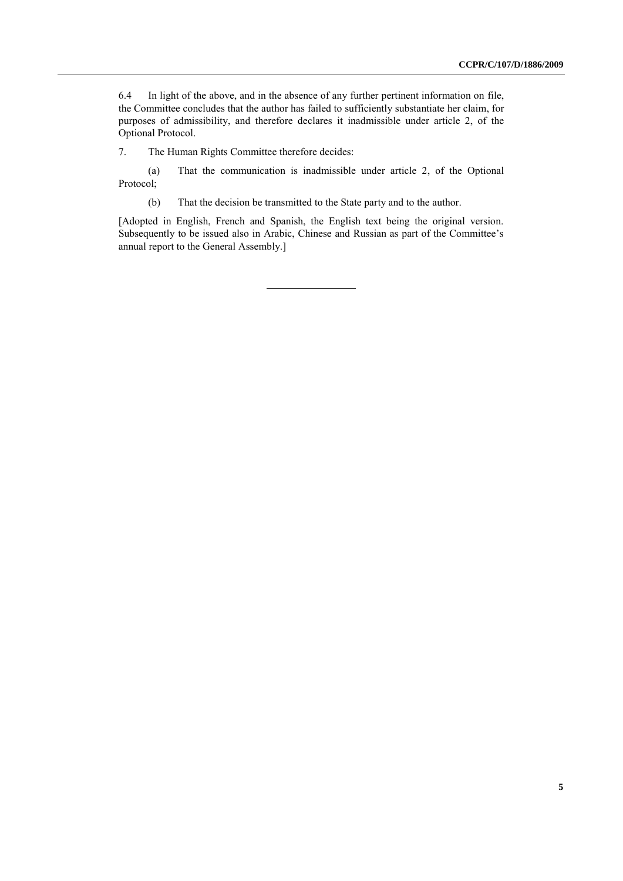6.4 In light of the above, and in the absence of any further pertinent information on file, the Committee concludes that the author has failed to sufficiently substantiate her claim, for purposes of admissibility, and therefore declares it inadmissible under article 2, of the Optional Protocol.

7. The Human Rights Committee therefore decides:

(a) That the communication is inadmissible under article 2, of the Optional Protocol;

(b) That the decision be transmitted to the State party and to the author.

[Adopted in English, French and Spanish, the English text being the original version. Subsequently to be issued also in Arabic, Chinese and Russian as part of the Committee's annual report to the General Assembly.]